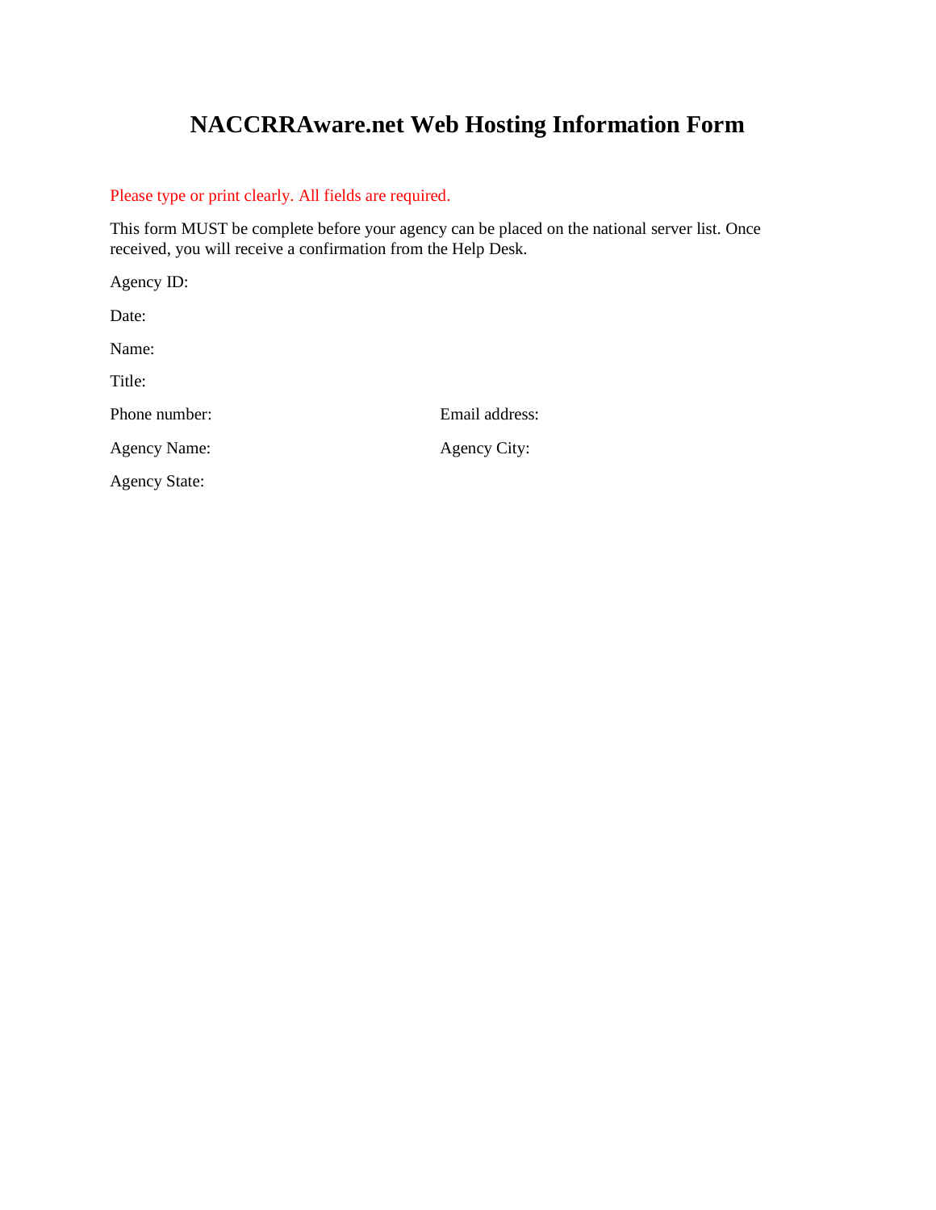# NACCRRAware.net Web Hosting Information Form

Please type or print clearly. All fields are required.

This form MUST be complete before your agency can be placed on the national server list. Once received, you will receive a confirmation from the Help Desk.

Agency ID:

Date:

Name:

Title:

Phone number:

Email address:

Agency Name:

Agency City:

Agency State: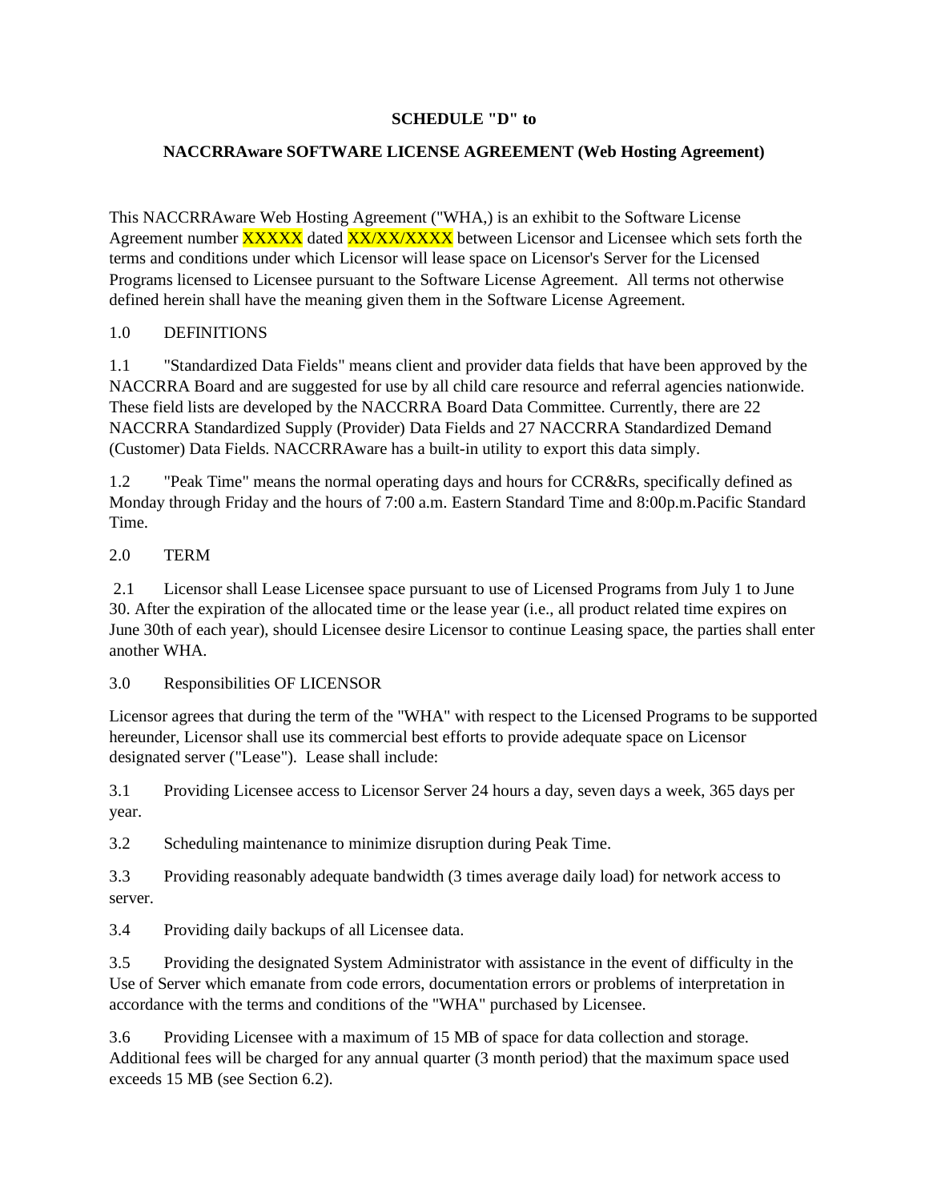**SCHEDULE "D" to**

**NACCRRAware SOFTWARE LICENSE AGREEMENT (Web Hosting Agreement)**

This NACCRRAware Web Hosting Agreement ("WHA,) is an exhibit to the Software License Agreement number XXXXX dated XX/XX/XXXX between Licensor and Licensee which sets forth the terms and conditions under which Licensor will lease space on Licensor's Server for the Licensed Programs licensed to Licensee pursuant to the Software License Agreement. All terms not otherwise defined herein shall have the meaning given them in the Software License Agreement.

1.0 DEFINITIONS

1.1 "Standardized Data Fields" means client and provider data fields that have been approved by the NACCRRA Board and are suggested for use by all child care resource and referral agencies nationwide. These field lists are developed by the NACCRRA Board Data Committee. Currently, there are 22 NACCRRA Standardized Supply (Provider) Data Fields and 27 NACCRRA Standardized Demand (Customer) Data Fields. NACCRRAware has a built-in utility to export this data simply.

1.2 "Peak Time" means the normal operating days and hours for CCR&Rs, specifically defined as Monday through Friday and the hours of 7:00 a.m. Eastern Standard Time and 8:00p.m.Pacific Standard Time.

2.0 TERM

2.1 Licensor shall Lease Licensee space pursuant to use of Licensed Programs from July 1 to June 30. After the expiration of the allocated time or the lease year (i.e., all product related time expires on June 30th of each year), should Licensee desire Licensor to continue Leasing space, the parties shall enter another WHA.

3.0 Responsibilities OF LICENSOR

Licensor agrees that during the term of the "WHA" with respect to the Licensed Programs to be supported hereunder, Licensor shall use its commercial best efforts to provide adequate space on Licensor designated server ("Lease"). Lease shall include:

3.1 Providing Licensee access to Licensor Server 24 hours a day, seven days a week, 365 days per year.

3.2 Scheduling maintenance to minimize disruption during Peak Time.

3.3 Providing reasonably adequate bandwidth (3 times average daily load) for network access to server.

3.4 Providing daily backups of all Licensee data.

3.5 Providing the designated System Administrator with assistance in the event of difficulty in the Use of Server which emanate from code errors, documentation errors or problems of interpretation in accordance with the terms and conditions of the "WHA" purchased by Licensee.

3.6 Providing Licensee with a maximum of 15 MB of space for data collection and storage. Additional fees will be charged for any annual quarter (3 month period) that the maximum space used exceeds 15 MB (see Section 6.2).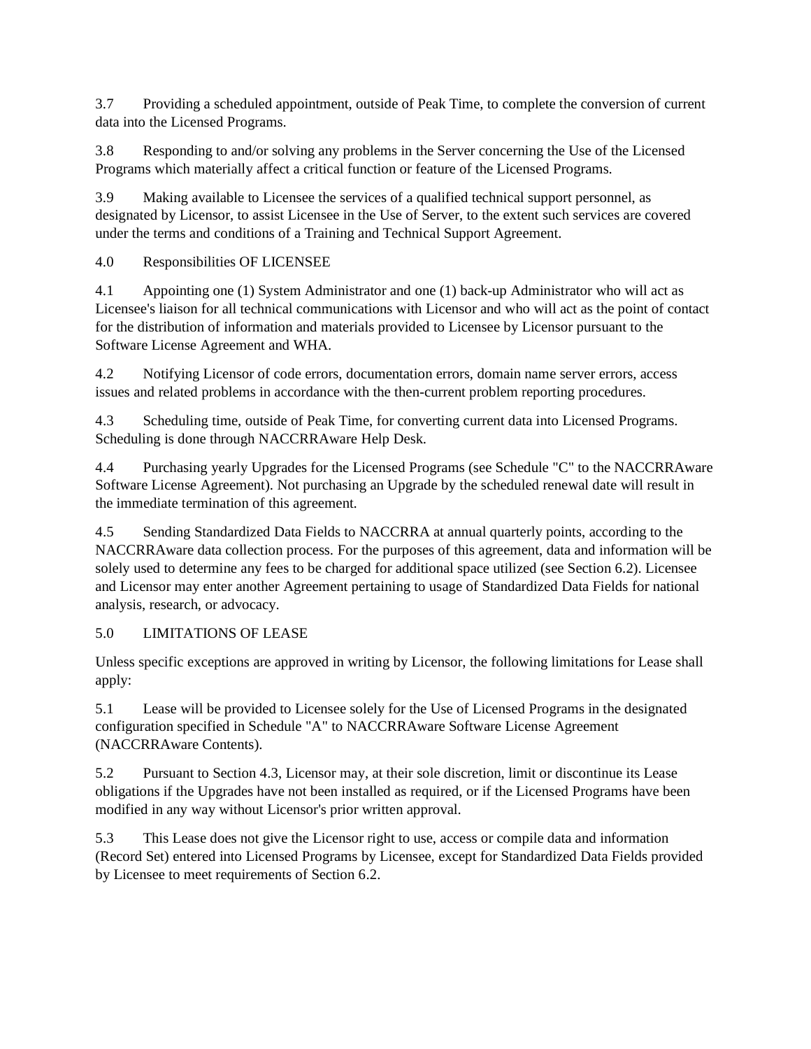3.7 Providing a scheduled appointment, outside of Peak Time, to complete the conversion of current data into the Licensed Programs.

3.8 Responding to and/or solving any problems in the Server concerning the Use of the Licensed Programs which materially affect a critical function or feature of the Licensed Programs.

3.9 Making available to Licensee the services of a qualified technical support personnel, as designated by Licensor, to assist Licensee in the Use of Server, to the extent such services are covered under the terms and conditions of a Training and Technical Support Agreement.

4.0 Responsibilities OF LICENSEE

4.1 Appointing one (1) System Administrator and one (1) back-up Administrator who will act as Licensee's liaison for all technical communications with Licensor and who will act as the point of contact for the distribution of information and materials provided to Licensee by Licensor pursuant to the Software License Agreement and WHA.

4.2 Notifying Licensor of code errors, documentation errors, domain name server errors, access issues and related problems in accordance with the then-current problem reporting procedures.

4.3 Scheduling time, outside of Peak Time, for converting current data into Licensed Programs. Scheduling is done through NACCRRAware Help Desk.

4.4 Purchasing yearly Upgrades for the Licensed Programs (see Schedule "C" to the NACCRRAware Software License Agreement). Not purchasing an Upgrade by the scheduled renewal date will result in the immediate termination of this agreement.

4.5 Sending Standardized Data Fields to NACCRRA at annual quarterly points, according to the NACCRRAware data collection process. For the purposes of this agreement, data and information will be solely used to determine any fees to be charged for additional space utilized (see Section 6.2). Licensee and Licensor may enter another Agreement pertaining to usage of Standardized Data Fields for national analysis, research, or advocacy.

5.0 LIMITATIONS OF LEASE

Unless specific exceptions are approved in writing by Licensor, the following limitations for Lease shall apply:

5.1 Lease will be provided to Licensee solely for the Use of Licensed Programs in the designated configuration specified in Schedule "A" to NACCRRAware Software License Agreement (NACCRRAware Contents).

5.2 Pursuant to Section 4.3, Licensor may, at their sole discretion, limit or discontinue its Lease obligations if the Upgrades have not been installed as required, or if the Licensed Programs have been modified in any way without Licensor's prior written approval.

5.3 This Lease does not give the Licensor right to use, access or compile data and information (Record Set) entered into Licensed Programs by Licensee, except for Standardized Data Fields provided by Licensee to meet requirements of Section 6.2.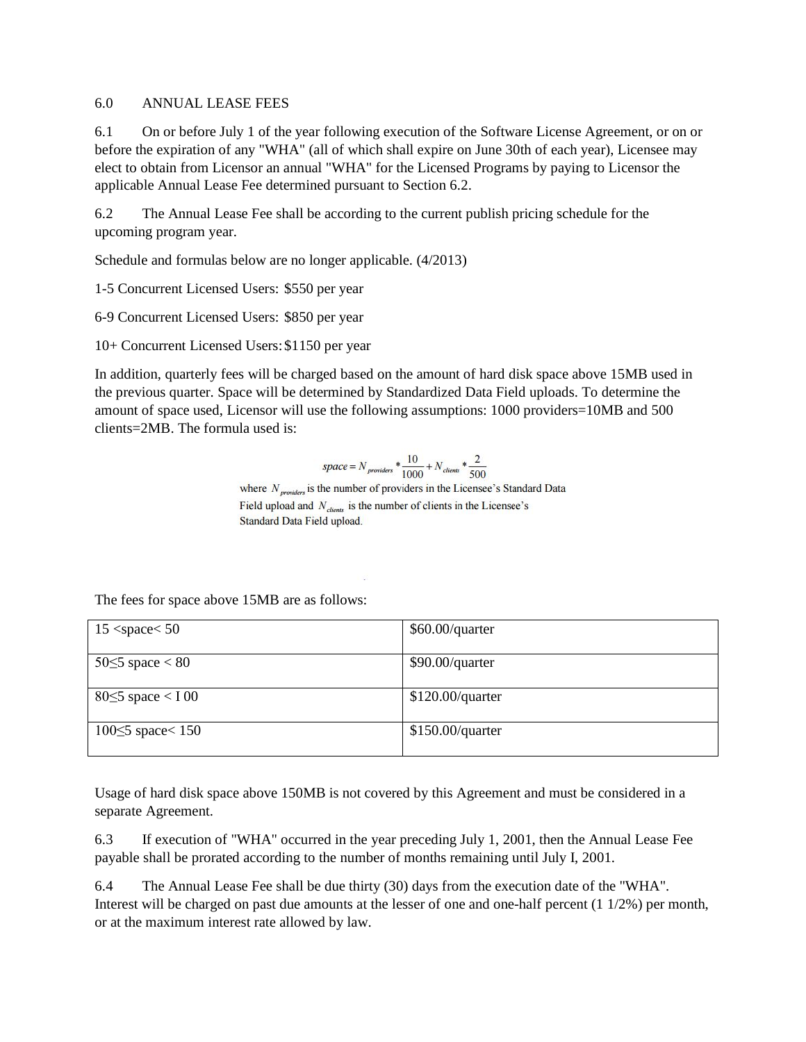6.0 ANNUAL LEASE FEES

6.1 On or before July 1 of the year following execution of the Software License Agreement, or on or before the expiration of any "WHA" (all of which shall expire on June 30th of each year), Licensee may elect to obtain from Licensor an annual "WHA" for the Licensed Programs by paying to Licensor the applicable Annual Lease Fee determined pursuant to Section 6.2.

6.2 The Annual Lease Fee shall be according to the current publish pricing schedule for the upcoming program year.

Schedule and formulas below are no longer applicable. (4/2013)

1-5 Concurrent Licensed Users: $550 per year

6-9 Concurrent Licensed Users: $850 per year

10+ Concurrent Licensed Users: $1150 per year

In addition, quarterly fees will be charged based on the amount of hard disk space above 15MB used in the previous quarter. Space will be determined by Standardized Data Field uploads. To determine the amount of space used, Licensor will use the following assumptions: 1000 providers=10MB and 500 clients=2MB. The formula used is:

$$space = N_{providers} * \frac{10}{1000} + N_{clients} * \frac{2}{500}$$

where $N_{providers}$ is the number of providers in the Licensee's Standard Data Field upload and $N_{clients}$ is the number of clients in the Licensee's Standard Data Field upload.

The fees for space above 15MB are as follows:

| | |
|---|---|
| 15 <space< 50 | $60.00/quarter |
| 50≤5 space < 80 | $90.00/quarter |
| 80≤5 space < I 00 | $120.00/quarter |
| 100≤5 space< 150 | $150.00/quarter |

Usage of hard disk space above 150MB is not covered by this Agreement and must be considered in a separate Agreement.

6.3 If execution of "WHA" occurred in the year preceding July 1, 2001, then the Annual Lease Fee payable shall be prorated according to the number of months remaining until July I, 2001.

6.4 The Annual Lease Fee shall be due thirty (30) days from the execution date of the "WHA". Interest will be charged on past due amounts at the lesser of one and one-half percent (1 1/2%) per month, or at the maximum interest rate allowed by law.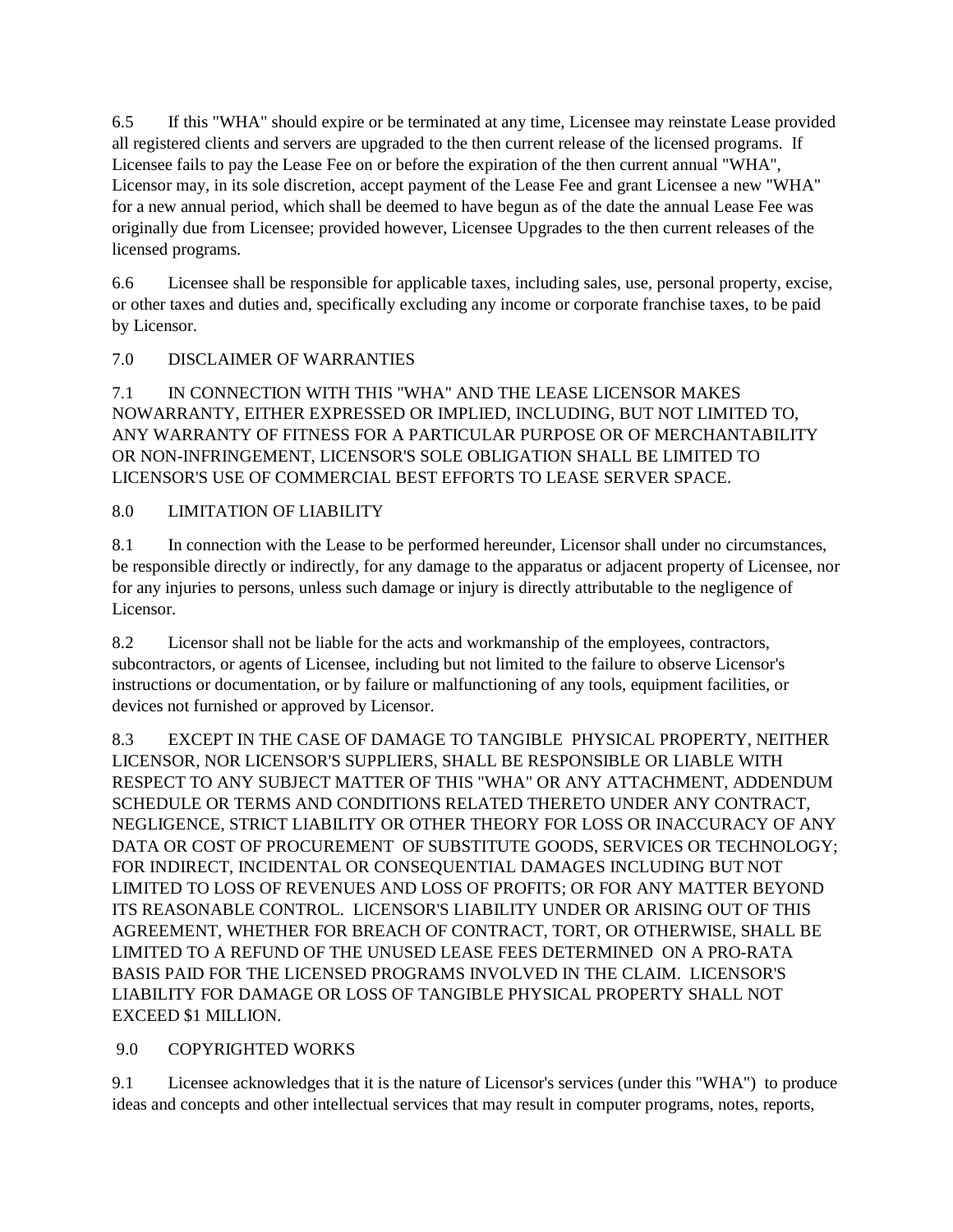6.5 If this "WHA" should expire or be terminated at any time, Licensee may reinstate Lease provided all registered clients and servers are upgraded to the then current release of the licensed programs. If Licensee fails to pay the Lease Fee on or before the expiration of the then current annual "WHA", Licensor may, in its sole discretion, accept payment of the Lease Fee and grant Licensee a new "WHA" for a new annual period, which shall be deemed to have begun as of the date the annual Lease Fee was originally due from Licensee; provided however, Licensee Upgrades to the then current releases of the licensed programs.

6.6 Licensee shall be responsible for applicable taxes, including sales, use, personal property, excise, or other taxes and duties and, specifically excluding any income or corporate franchise taxes, to be paid by Licensor.

7.0 DISCLAIMER OF WARRANTIES

7.1 IN CONNECTION WITH THIS "WHA" AND THE LEASE LICENSOR MAKES NOWARRANTY, EITHER EXPRESSED OR IMPLIED, INCLUDING, BUT NOT LIMITED TO, ANY WARRANTY OF FITNESS FOR A PARTICULAR PURPOSE OR OF MERCHANTABILITY OR NON-INFRINGEMENT, LICENSOR'S SOLE OBLIGATION SHALL BE LIMITED TO LICENSOR'S USE OF COMMERCIAL BEST EFFORTS TO LEASE SERVER SPACE.

8.0 LIMITATION OF LIABILITY

8.1 In connection with the Lease to be performed hereunder, Licensor shall under no circumstances, be responsible directly or indirectly, for any damage to the apparatus or adjacent property of Licensee, nor for any injuries to persons, unless such damage or injury is directly attributable to the negligence of Licensor.

8.2 Licensor shall not be liable for the acts and workmanship of the employees, contractors, subcontractors, or agents of Licensee, including but not limited to the failure to observe Licensor's instructions or documentation, or by failure or malfunctioning of any tools, equipment facilities, or devices not furnished or approved by Licensor.

8.3 EXCEPT IN THE CASE OF DAMAGE TO TANGIBLE PHYSICAL PROPERTY, NEITHER LICENSOR, NOR LICENSOR'S SUPPLIERS, SHALL BE RESPONSIBLE OR LIABLE WITH RESPECT TO ANY SUBJECT MATTER OF THIS "WHA" OR ANY ATTACHMENT, ADDENDUM SCHEDULE OR TERMS AND CONDITIONS RELATED THERETO UNDER ANY CONTRACT, NEGLIGENCE, STRICT LIABILITY OR OTHER THEORY FOR LOSS OR INACCURACY OF ANY DATA OR COST OF PROCUREMENT OF SUBSTITUTE GOODS, SERVICES OR TECHNOLOGY; FOR INDIRECT, INCIDENTAL OR CONSEQUENTIAL DAMAGES INCLUDING BUT NOT LIMITED TO LOSS OF REVENUES AND LOSS OF PROFITS; OR FOR ANY MATTER BEYOND ITS REASONABLE CONTROL. LICENSOR'S LIABILITY UNDER OR ARISING OUT OF THIS AGREEMENT, WHETHER FOR BREACH OF CONTRACT, TORT, OR OTHERWISE, SHALL BE LIMITED TO A REFUND OF THE UNUSED LEASE FEES DETERMINED ON A PRO-RATA BASIS PAID FOR THE LICENSED PROGRAMS INVOLVED IN THE CLAIM. LICENSOR'S LIABILITY FOR DAMAGE OR LOSS OF TANGIBLE PHYSICAL PROPERTY SHALL NOT EXCEED $1 MILLION.

9.0 COPYRIGHTED WORKS

9.1 Licensee acknowledges that it is the nature of Licensor's services (under this "WHA") to produce ideas and concepts and other intellectual services that may result in computer programs, notes, reports,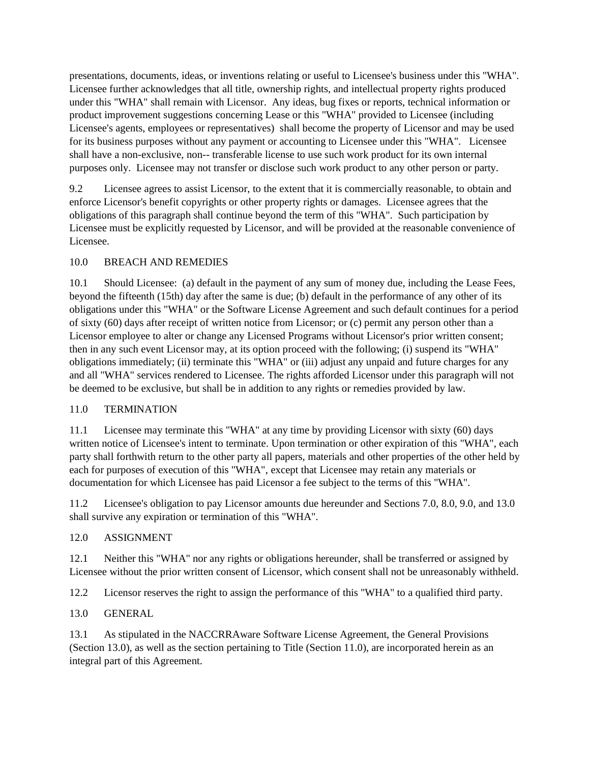presentations, documents, ideas, or inventions relating or useful to Licensee's business under this "WHA". Licensee further acknowledges that all title, ownership rights, and intellectual property rights produced under this "WHA" shall remain with Licensor. Any ideas, bug fixes or reports, technical information or product improvement suggestions concerning Lease or this "WHA" provided to Licensee (including Licensee's agents, employees or representatives) shall become the property of Licensor and may be used for its business purposes without any payment or accounting to Licensee under this "WHA". Licensee shall have a non-exclusive, non-- transferable license to use such work product for its own internal purposes only. Licensee may not transfer or disclose such work product to any other person or party.

9.2 Licensee agrees to assist Licensor, to the extent that it is commercially reasonable, to obtain and enforce Licensor's benefit copyrights or other property rights or damages. Licensee agrees that the obligations of this paragraph shall continue beyond the term of this "WHA". Such participation by Licensee must be explicitly requested by Licensor, and will be provided at the reasonable convenience of Licensee.

10.0 BREACH AND REMEDIES

10.1 Should Licensee: (a) default in the payment of any sum of money due, including the Lease Fees, beyond the fifteenth (15th) day after the same is due; (b) default in the performance of any other of its obligations under this "WHA" or the Software License Agreement and such default continues for a period of sixty (60) days after receipt of written notice from Licensor; or (c) permit any person other than a Licensor employee to alter or change any Licensed Programs without Licensor's prior written consent; then in any such event Licensor may, at its option proceed with the following; (i) suspend its "WHA" obligations immediately; (ii) terminate this "WHA" or (iii) adjust any unpaid and future charges for any and all "WHA" services rendered to Licensee. The rights afforded Licensor under this paragraph will not be deemed to be exclusive, but shall be in addition to any rights or remedies provided by law.

11.0 TERMINATION

11.1 Licensee may terminate this "WHA" at any time by providing Licensor with sixty (60) days written notice of Licensee's intent to terminate. Upon termination or other expiration of this "WHA", each party shall forthwith return to the other party all papers, materials and other properties of the other held by each for purposes of execution of this "WHA", except that Licensee may retain any materials or documentation for which Licensee has paid Licensor a fee subject to the terms of this "WHA".

11.2 Licensee's obligation to pay Licensor amounts due hereunder and Sections 7.0, 8.0, 9.0, and 13.0 shall survive any expiration or termination of this "WHA".

12.0 ASSIGNMENT

12.1 Neither this "WHA" nor any rights or obligations hereunder, shall be transferred or assigned by Licensee without the prior written consent of Licensor, which consent shall not be unreasonably withheld.

12.2 Licensor reserves the right to assign the performance of this "WHA" to a qualified third party.

13.0 GENERAL

13.1 As stipulated in the NACCRRAware Software License Agreement, the General Provisions (Section 13.0), as well as the section pertaining to Title (Section 11.0), are incorporated herein as an integral part of this Agreement.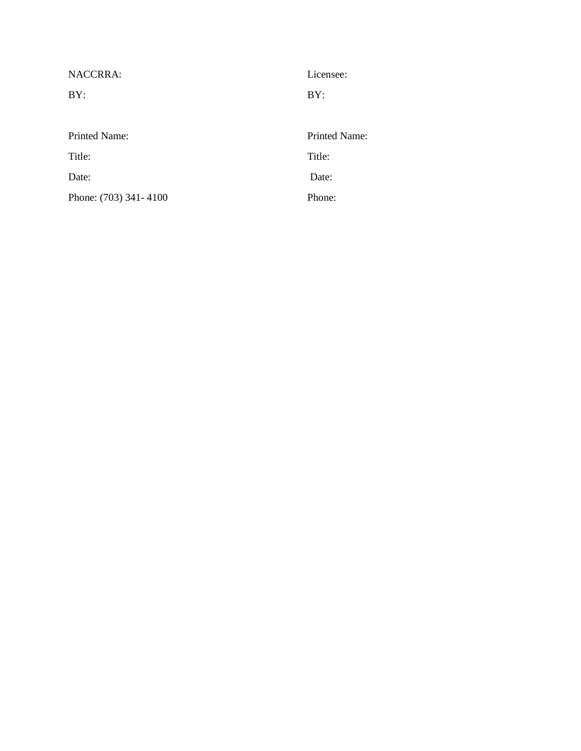| | |
|---|---|
| NACCRRA: | Licensee: |
| BY: | BY: |
| Printed Name: | Printed Name: |
| Title: | Title: |
| Date: | Date: |
| Phone: (703) 341- 4100 | Phone: |